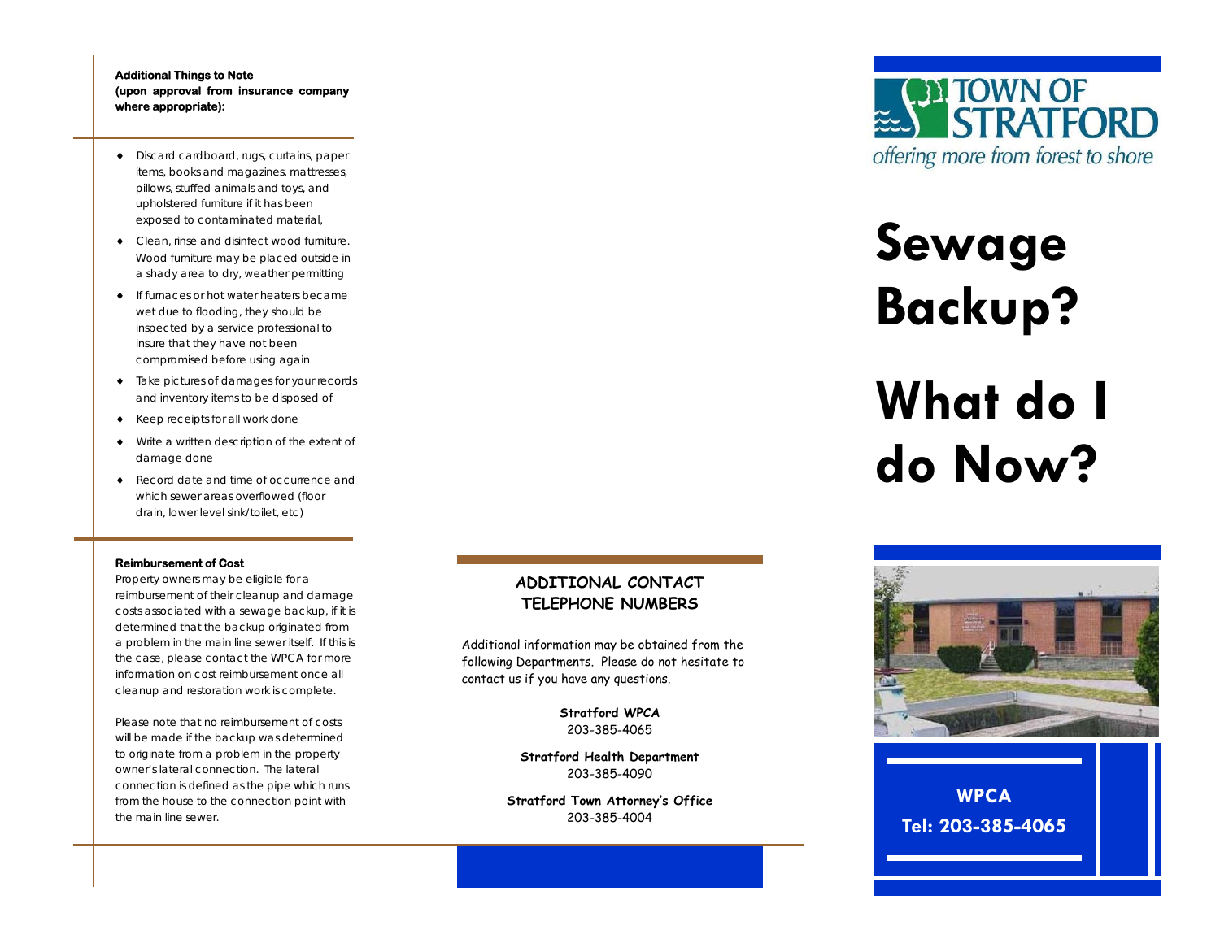**Additional Things to Note (upon approval from insurance company where appropriate):**

- Discard cardboard, rugs, curtains, paper items, books and magazines, mattresses, pillows, stuffed animals and toys, and upholstered furniture if it has been exposed to contaminated material,
- Clean, rinse and disinfect wood furniture. Wood furniture may be placed outside in a shady area to dry, weather permitting
- If furnaces or hot water heaters became wet due to flooding, they should be inspected by a service professional to insure that they have not been compromised before using again
- Take pictures of damages for your records and inventory items to be disposed of
- Keep receipts for all work done
- Write a written description of the extent of damage done
- Record date and time of occurrence and which sewer areas overflowed (floor drain, lower level sink/toilet, etc)

**Reimbursement of Cost**

Property owners may be eligible for a reimbursement of their cleanup and damage costs associated with a sewage backup, if it is determined that the backup originated from a problem in the main line sewer itself. If this is the case, please contact the WPCA for more information on cost reimbursement once all cleanup and restoration work is complete.

Please note that no reimbursement of costs will be made if the backup was determined to originate from a problem in the property owner's lateral connection. The lateral connection is defined as the pipe which runs from the house to the connection point with the main line sewer.

## ADDITIONAL CONTACT TELEPHONE NUMBERS

Additional information may be obtained from the following Departments. Please do not hesitate to contact us if you have any questions.

**Stratford WPCA**
203-385-4065

**Stratford Health Department**
203-385-4090

**Stratford Town Attorney's Office**
203-385-4004

TOWN OF STRATFORD

*offering more from forest to shore*

# Sewage Backup?

# What do I do Now?

**WPCA**

**Tel: 203-385-4065**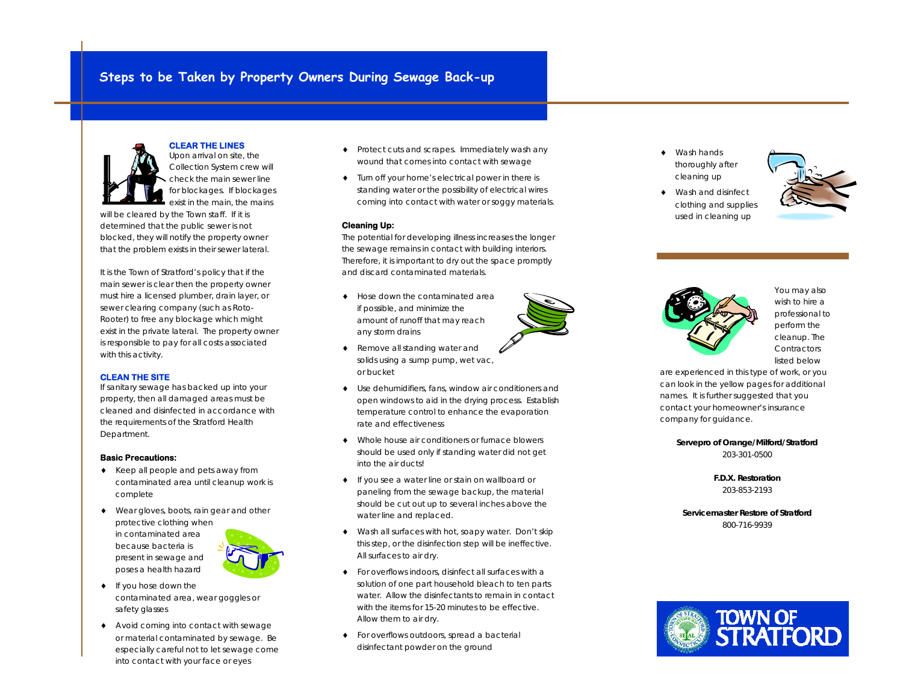# Steps to be Taken by Property Owners During Sewage Back-up

### CLEAR THE LINES

Upon arrival on site, the Collection System crew will check the main sewer line for blockages. If blockages exist in the main, the mains will be cleared by the Town staff. If it is determined that the public sewer is not blocked, they will notify the property owner that the problem exists in their sewer lateral.

It is the Town of Stratford's policy that if the main sewer is clear then the property owner must hire a licensed plumber, drain layer, or sewer clearing company (such as Roto-Rooter) to free any blockage which might exist in the private lateral. The property owner is responsible to pay for all costs associated with this activity.

### CLEAN THE SITE

If sanitary sewage has backed up into your property, then all damaged areas must be cleaned and disinfected in accordance with the requirements of the Stratford Health Department.

**Basic Precautions:**

- Keep all people and pets away from contaminated area until cleanup work is complete
- Wear gloves, boots, rain gear and other protective clothing when in contaminated area because bacteria is present in sewage and poses a health hazard
- If you hose down the contaminated area, wear goggles or safety glasses
- Avoid coming into contact with sewage or material contaminated by sewage. Be especially careful not to let sewage come into contact with your face or eyes
- Protect cuts and scrapes. Immediately wash any wound that comes into contact with sewage
- Turn off your home's electrical power in there is standing water or the possibility of electrical wires coming into contact with water or soggy materials.

**Cleaning Up:**

The potential for developing illness increases the longer the sewage remains in contact with building interiors. Therefore, it is important to dry out the space promptly and discard contaminated materials.

- Hose down the contaminated area if possible, and minimize the amount of runoff that may reach any storm drains
- Remove all standing water and solids using a sump pump, wet vac, or bucket
- Use dehumidifiers, fans, window air conditioners and open windows to aid in the drying process. Establish temperature control to enhance the evaporation rate and effectiveness
- Whole house air conditioners or furnace blowers should be used only if standing water did not get into the air ducts!
- If you see a water line or stain on wallboard or paneling from the sewage backup, the material should be cut out up to several inches above the water line and replaced.
- Wash all surfaces with hot, soapy water. Don't skip this step, or the disinfection step will be ineffective. All surfaces to air dry.
- For overflows indoors, disinfect all surfaces with a solution of one part household bleach to ten parts water. Allow the disinfectants to remain in contact with the items for 15-20 minutes to be effective. Allow them to air dry.
- For overflows outdoors, spread a bacterial disinfectant powder on the ground
- Wash hands thoroughly after cleaning up
- Wash and disinfect clothing and supplies used in cleaning up

You may also wish to hire a professional to perform the cleanup. The Contractors listed below are experienced in this type of work, or you can look in the yellow pages for additional names. It is further suggested that you contact your homeowner's insurance company for guidance.

**Servepro of Orange/Milford/Stratford**
203-301-0500

**F.D.X. Restoration**
203-853-2193

**Servicemaster Restore of Stratford**
800-716-9939

TOWN OF STRATFORD